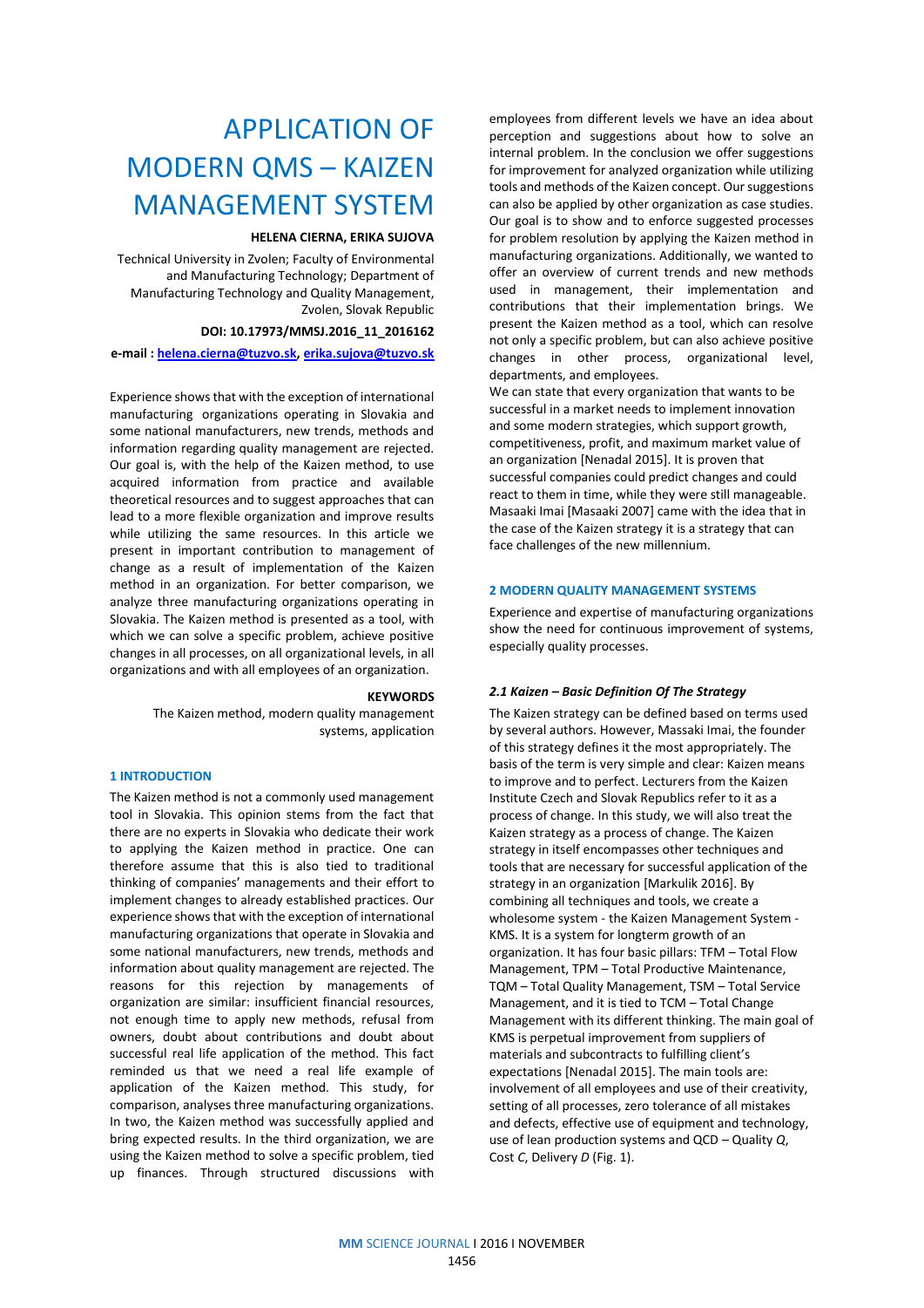# APPLICATION OF MODERN QMS – KAIZEN MANAGEMENT SYSTEM

**HELENA CIERNA, ERIKA SUJOVA**

Technical University in Zvolen; Faculty of Environmental and Manufacturing Technology; Department of Manufacturing Technology and Quality Management, Zvolen, Slovak Republic

**DOI: 10.17973/MMSJ.2016_11_2016162**

**e-mail : helena.cierna@tuzvo.sk, erika.sujova@tuzvo.sk**

Experience shows that with the exception of international manufacturing organizations operating in Slovakia and some national manufacturers, new trends, methods and information regarding quality management are rejected. Our goal is, with the help of the Kaizen method, to use acquired information from practice and available theoretical resources and to suggest approaches that can lead to a more flexible organization and improve results while utilizing the same resources. In this article we present in important contribution to management of change as a result of implementation of the Kaizen method in an organization. For better comparison, we analyze three manufacturing organizations operating in Slovakia. The Kaizen method is presented as a tool, with which we can solve a specific problem, achieve positive changes in all processes, on all organizational levels, in all organizations and with all employees of an organization.

**KEYWORDS**

The Kaizen method, modern quality management systems, application

## 1 INTRODUCTION

The Kaizen method is not a commonly used management tool in Slovakia. This opinion stems from the fact that there are no experts in Slovakia who dedicate their work to applying the Kaizen method in practice. One can therefore assume that this is also tied to traditional thinking of companies' managements and their effort to implement changes to already established practices. Our experience shows that with the exception of international manufacturing organizations that operate in Slovakia and some national manufacturers, new trends, methods and information about quality management are rejected. The reasons for this rejection by managements of organization are similar: insufficient financial resources, not enough time to apply new methods, refusal from owners, doubt about contributions and doubt about successful real life application of the method. This fact reminded us that we need a real life example of application of the Kaizen method. This study, for comparison, analyses three manufacturing organizations. In two, the Kaizen method was successfully applied and bring expected results. In the third organization, we are using the Kaizen method to solve a specific problem, tied up finances. Through structured discussions with employees from different levels we have an idea about perception and suggestions about how to solve an internal problem. In the conclusion we offer suggestions for improvement for analyzed organization while utilizing tools and methods of the Kaizen concept. Our suggestions can also be applied by other organization as case studies. Our goal is to show and to enforce suggested processes for problem resolution by applying the Kaizen method in manufacturing organizations. Additionally, we wanted to offer an overview of current trends and new methods used in management, their implementation and contributions that their implementation brings. We present the Kaizen method as a tool, which can resolve not only a specific problem, but can also achieve positive changes in other process, organizational level, departments, and employees.

We can state that every organization that wants to be successful in a market needs to implement innovation and some modern strategies, which support growth, competitiveness, profit, and maximum market value of an organization [Nenadal 2015]. It is proven that successful companies could predict changes and could react to them in time, while they were still manageable. Masaaki Imai [Masaaki 2007] came with the idea that in the case of the Kaizen strategy it is a strategy that can face challenges of the new millennium.

## 2 MODERN QUALITY MANAGEMENT SYSTEMS

Experience and expertise of manufacturing organizations show the need for continuous improvement of systems, especially quality processes.

### *2.1 Kaizen – Basic Definition Of The Strategy*

The Kaizen strategy can be defined based on terms used by several authors. However, Massaki Imai, the founder of this strategy defines it the most appropriately. The basis of the term is very simple and clear: Kaizen means to improve and to perfect. Lecturers from the Kaizen Institute Czech and Slovak Republics refer to it as a process of change. In this study, we will also treat the Kaizen strategy as a process of change. The Kaizen strategy in itself encompasses other techniques and tools that are necessary for successful application of the strategy in an organization [Markulik 2016]. By combining all techniques and tools, we create a wholesome system - the Kaizen Management System - KMS. It is a system for longterm growth of an organization. It has four basic pillars: TFM – Total Flow Management, TPM – Total Productive Maintenance, TQM – Total Quality Management, TSM – Total Service Management, and it is tied to TCM – Total Change Management with its different thinking. The main goal of KMS is perpetual improvement from suppliers of materials and subcontracts to fulfilling client's expectations [Nenadal 2015]. The main tools are: involvement of all employees and use of their creativity, setting of all processes, zero tolerance of all mistakes and defects, effective use of equipment and technology, use of lean production systems and QCD – Quality *Q*, Cost *C*, Delivery *D* (Fig. 1).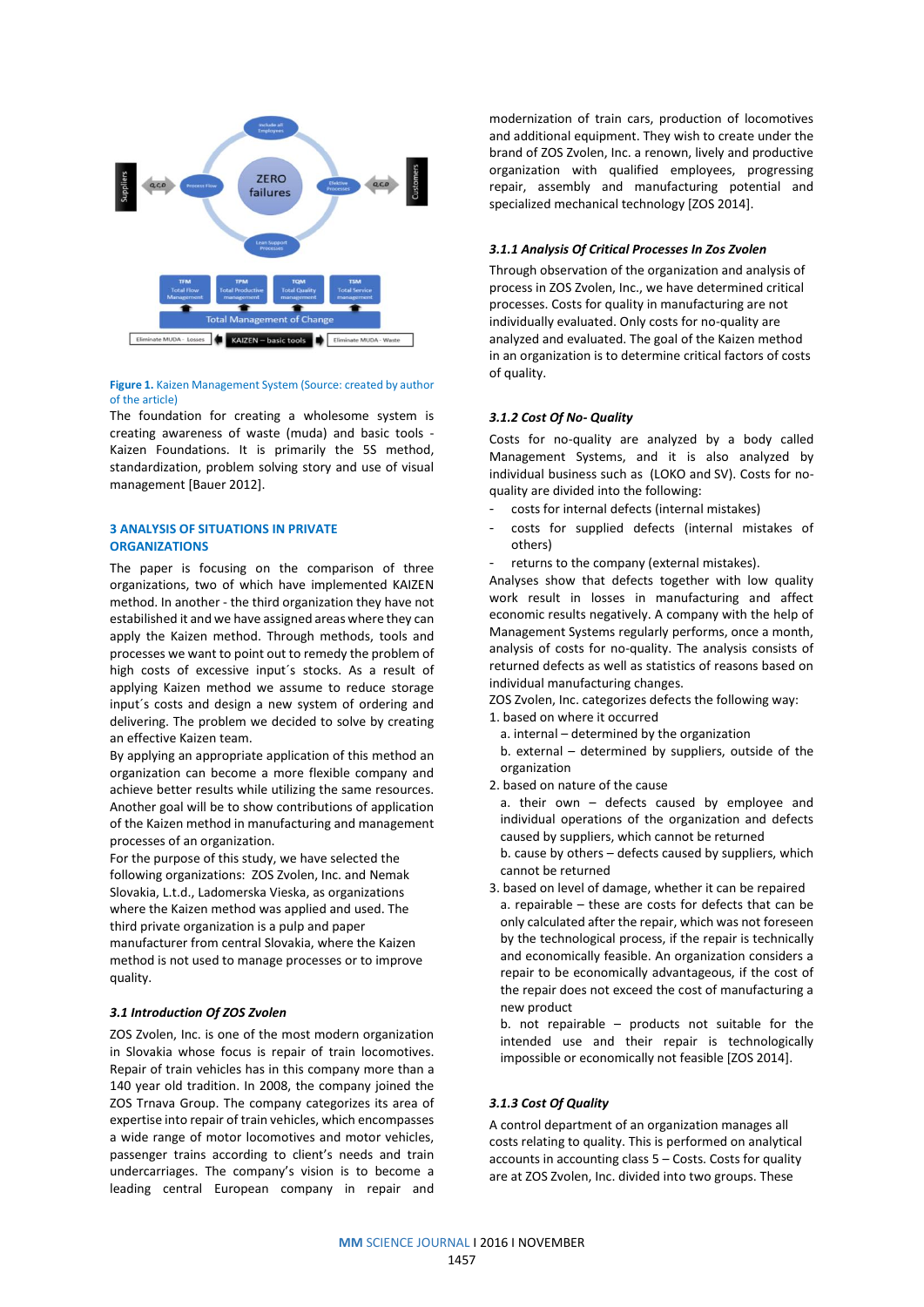Figure 1. Kaizen Management System (Source: created by author of the article)

The foundation for creating a wholesome system is creating awareness of waste (muda) and basic tools - Kaizen Foundations. It is primarily the 5S method, standardization, problem solving story and use of visual management [Bauer 2012].

## 3 ANALYSIS OF SITUATIONS IN PRIVATE ORGANIZATIONS

The paper is focusing on the comparison of three organizations, two of which have implemented KAIZEN method. In another - the third organization they have not estabilished it and we have assigned areas where they can apply the Kaizen method. Through methods, tools and processes we want to point out to remedy the problem of high costs of excessive input´s stocks. As a result of applying Kaizen method we assume to reduce storage input´s costs and design a new system of ordering and delivering. The problem we decided to solve by creating an effective Kaizen team.

By applying an appropriate application of this method an organization can become a more flexible company and achieve better results while utilizing the same resources. Another goal will be to show contributions of application of the Kaizen method in manufacturing and management processes of an organization.

For the purpose of this study, we have selected the following organizations: ZOS Zvolen, Inc. and Nemak Slovakia, L.t.d., Ladomerska Vieska, as organizations where the Kaizen method was applied and used. The third private organization is a pulp and paper manufacturer from central Slovakia, where the Kaizen method is not used to manage processes or to improve quality.

### *3.1 Introduction Of ZOS Zvolen*

ZOS Zvolen, Inc. is one of the most modern organization in Slovakia whose focus is repair of train locomotives. Repair of train vehicles has in this company more than a 140 year old tradition. In 2008, the company joined the ZOS Trnava Group. The company categorizes its area of expertise into repair of train vehicles, which encompasses a wide range of motor locomotives and motor vehicles, passenger trains according to client's needs and train undercarriages. The company's vision is to become a leading central European company in repair and modernization of train cars, production of locomotives and additional equipment. They wish to create under the brand of ZOS Zvolen, Inc. a renown, lively and productive organization with qualified employees, progressing repair, assembly and manufacturing potential and specialized mechanical technology [ZOS 2014].

#### *3.1.1 Analysis Of Critical Processes In Zos Zvolen*

Through observation of the organization and analysis of process in ZOS Zvolen, Inc., we have determined critical processes. Costs for quality in manufacturing are not individually evaluated. Only costs for no-quality are analyzed and evaluated. The goal of the Kaizen method in an organization is to determine critical factors of costs of quality.

#### *3.1.2 Cost Of No- Quality*

Costs for no-quality are analyzed by a body called Management Systems, and it is also analyzed by individual business such as (LOKO and SV). Costs for no-quality are divided into the following:

- costs for internal defects (internal mistakes)
- costs for supplied defects (internal mistakes of others)
- returns to the company (external mistakes).

Analyses show that defects together with low quality work result in losses in manufacturing and affect economic results negatively. A company with the help of Management Systems regularly performs, once a month, analysis of costs for no-quality. The analysis consists of returned defects as well as statistics of reasons based on individual manufacturing changes.

ZOS Zvolen, Inc. categorizes defects the following way:

1. based on where it occurred
   a. internal – determined by the organization
   b. external – determined by suppliers, outside of the organization
2. based on nature of the cause
   a. their own – defects caused by employee and individual operations of the organization and defects caused by suppliers, which cannot be returned
   b. cause by others – defects caused by suppliers, which cannot be returned
3. based on level of damage, whether it can be repaired
   a. repairable – these are costs for defects that can be only calculated after the repair, which was not foreseen by the technological process, if the repair is technically and economically feasible. An organization considers a repair to be economically advantageous, if the cost of the repair does not exceed the cost of manufacturing a new product
   b. not repairable – products not suitable for the intended use and their repair is technologically impossible or economically not feasible [ZOS 2014].

#### *3.1.3 Cost Of Quality*

A control department of an organization manages all costs relating to quality. This is performed on analytical accounts in accounting class 5 – Costs. Costs for quality are at ZOS Zvolen, Inc. divided into two groups. These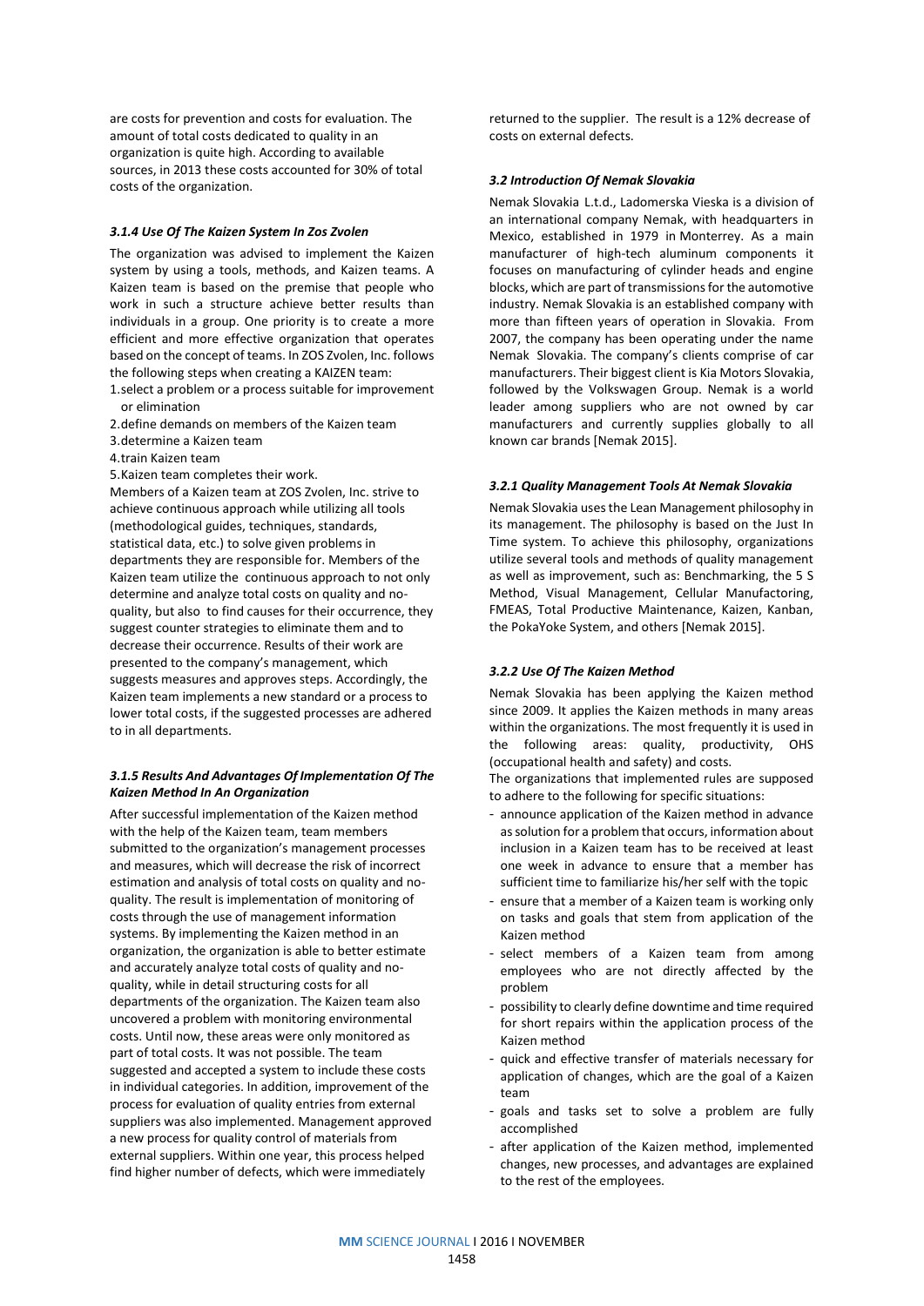are costs for prevention and costs for evaluation. The amount of total costs dedicated to quality in an organization is quite high. According to available sources, in 2013 these costs accounted for 30% of total costs of the organization.

#### *3.1.4 Use Of The Kaizen System In Zos Zvolen*

The organization was advised to implement the Kaizen system by using a tools, methods, and Kaizen teams. A Kaizen team is based on the premise that people who work in such a structure achieve better results than individuals in a group. One priority is to create a more efficient and more effective organization that operates based on the concept of teams. In ZOS Zvolen, Inc. follows the following steps when creating a KAIZEN team:

1. select a problem or a process suitable for improvement or elimination
2. define demands on members of the Kaizen team
3. determine a Kaizen team
4. train Kaizen team
5. Kaizen team completes their work.

Members of a Kaizen team at ZOS Zvolen, Inc. strive to achieve continuous approach while utilizing all tools (methodological guides, techniques, standards, statistical data, etc.) to solve given problems in departments they are responsible for. Members of the Kaizen team utilize the continuous approach to not only determine and analyze total costs on quality and no-quality, but also to find causes for their occurrence, they suggest counter strategies to eliminate them and to decrease their occurrence. Results of their work are presented to the company's management, which suggests measures and approves steps. Accordingly, the Kaizen team implements a new standard or a process to lower total costs, if the suggested processes are adhered to in all departments.

#### *3.1.5 Results And Advantages Of Implementation Of The Kaizen Method In An Organization*

After successful implementation of the Kaizen method with the help of the Kaizen team, team members submitted to the organization's management processes and measures, which will decrease the risk of incorrect estimation and analysis of total costs on quality and no-quality. The result is implementation of monitoring of costs through the use of management information systems. By implementing the Kaizen method in an organization, the organization is able to better estimate and accurately analyze total costs of quality and no-quality, while in detail structuring costs for all departments of the organization. The Kaizen team also uncovered a problem with monitoring environmental costs. Until now, these areas were only monitored as part of total costs. It was not possible. The team suggested and accepted a system to include these costs in individual categories. In addition, improvement of the process for evaluation of quality entries from external suppliers was also implemented. Management approved a new process for quality control of materials from external suppliers. Within one year, this process helped find higher number of defects, which were immediately returned to the supplier. The result is a 12% decrease of costs on external defects.

### *3.2 Introduction Of Nemak Slovakia*

Nemak Slovakia L.t.d., Ladomerska Vieska is a division of an international company Nemak, with headquarters in Mexico, established in 1979 in Monterrey. As a main manufacturer of high-tech aluminum components it focuses on manufacturing of cylinder heads and engine blocks, which are part of transmissions for the automotive industry. Nemak Slovakia is an established company with more than fifteen years of operation in Slovakia. From 2007, the company has been operating under the name Nemak Slovakia. The company's clients comprise of car manufacturers. Their biggest client is Kia Motors Slovakia, followed by the Volkswagen Group. Nemak is a world leader among suppliers who are not owned by car manufacturers and currently supplies globally to all known car brands [Nemak 2015].

#### *3.2.1 Quality Management Tools At Nemak Slovakia*

Nemak Slovakia uses the Lean Management philosophy in its management. The philosophy is based on the Just In Time system. To achieve this philosophy, organizations utilize several tools and methods of quality management as well as improvement, such as: Benchmarking, the 5 S Method, Visual Management, Cellular Manufactoring, FMEAS, Total Productive Maintenance, Kaizen, Kanban, the PokaYoke System, and others [Nemak 2015].

#### *3.2.2 Use Of The Kaizen Method*

Nemak Slovakia has been applying the Kaizen method since 2009. It applies the Kaizen methods in many areas within the organizations. The most frequently it is used in the following areas: quality, productivity, OHS (occupational health and safety) and costs.

The organizations that implemented rules are supposed to adhere to the following for specific situations:

- announce application of the Kaizen method in advance as solution for a problem that occurs, information about inclusion in a Kaizen team has to be received at least one week in advance to ensure that a member has sufficient time to familiarize his/her self with the topic
- ensure that a member of a Kaizen team is working only on tasks and goals that stem from application of the Kaizen method
- select members of a Kaizen team from among employees who are not directly affected by the problem
- possibility to clearly define downtime and time required for short repairs within the application process of the Kaizen method
- quick and effective transfer of materials necessary for application of changes, which are the goal of a Kaizen team
- goals and tasks set to solve a problem are fully accomplished
- after application of the Kaizen method, implemented changes, new processes, and advantages are explained to the rest of the employees.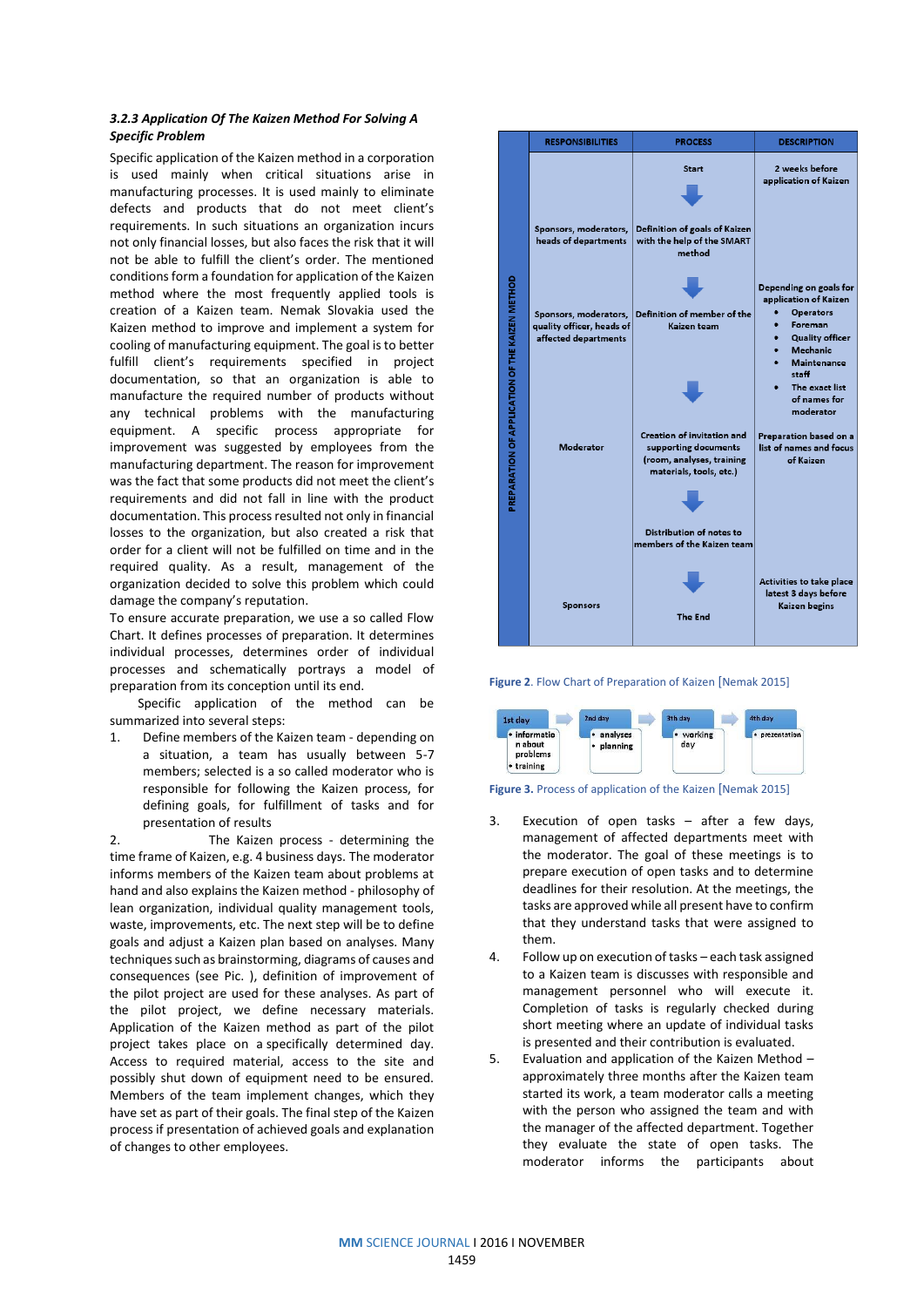### *3.2.3 Application Of The Kaizen Method For Solving A Specific Problem*

Specific application of the Kaizen method in a corporation is used mainly when critical situations arise in manufacturing processes. It is used mainly to eliminate defects and products that do not meet client's requirements. In such situations an organization incurs not only financial losses, but also faces the risk that it will not be able to fulfill the client's order. The mentioned conditions form a foundation for application of the Kaizen method where the most frequently applied tools is creation of a Kaizen team. Nemak Slovakia used the Kaizen method to improve and implement a system for cooling of manufacturing equipment. The goal is to better fulfill client's requirements specified in project documentation, so that an organization is able to manufacture the required number of products without any technical problems with the manufacturing equipment. A specific process appropriate for improvement was suggested by employees from the manufacturing department. The reason for improvement was the fact that some products did not meet the client's requirements and did not fall in line with the product documentation. This process resulted not only in financial losses to the organization, but also created a risk that order for a client will not be fulfilled on time and in the required quality. As a result, management of the organization decided to solve this problem which could damage the company's reputation.

To ensure accurate preparation, we use a so called Flow Chart. It defines processes of preparation. It determines individual processes, determines order of individual processes and schematically portrays a model of preparation from its conception until its end.

Specific application of the method can be summarized into several steps:

1. Define members of the Kaizen team - depending on a situation, a team has usually between 5-7 members; selected is a so called moderator who is responsible for following the Kaizen process, for defining goals, for fulfillment of tasks and for presentation of results

2. The Kaizen process - determining the time frame of Kaizen, e.g. 4 business days. The moderator informs members of the Kaizen team about problems at hand and also explains the Kaizen method - philosophy of lean organization, individual quality management tools, waste, improvements, etc. The next step will be to define goals and adjust a Kaizen plan based on analyses. Many techniques such as brainstorming, diagrams of causes and consequences (see Pic. ), definition of improvement of the pilot project are used for these analyses. As part of the pilot project, we define necessary materials. Application of the Kaizen method as part of the pilot project takes place on a specifically determined day. Access to required material, access to the site and possibly shut down of equipment need to be ensured. Members of the team implement changes, which they have set as part of their goals. The final step of the Kaizen process if presentation of achieved goals and explanation of changes to other employees.

PREPARATION OF APPLICATION OF THE KAIZEN METHOD

| RESPONSIBILITIES | PROCESS | DESCRIPTION |
|---|---|---|
| | Start | 2 weeks before application of Kaizen |
| Sponsors, moderators, heads of departments | Definition of goals of Kaizen with the help of the SMART method | |
| Sponsors, moderators, quality officer, heads of affected departments | Definition of member of the Kaizen team | Depending on goals for application of Kaizen: • Operators • Foreman • Quality officer • Mechanic • Maintenance staff • The exact list of names for moderator |
| Moderator | Creation of invitation and supporting documents (room, analyses, training materials, tools, etc.) | Preparation based on a list of names and focus of Kaizen |
| | Distribution of notes to members of the Kaizen team | |
| Sponsors | The End | Activities to take place latest 3 days before Kaizen begins |

**Figure 2**. Flow Chart of Preparation of Kaizen [Nemak 2015]

| 1st day | 2nd day | 3th day | 4th day |
|---|---|---|---|
| • information about problems • training | • analyses • planning | • working day | • presentation |

**Figure 3.** Process of application of the Kaizen [Nemak 2015]

3. Execution of open tasks – after a few days, management of affected departments meet with the moderator. The goal of these meetings is to prepare execution of open tasks and to determine deadlines for their resolution. At the meetings, the tasks are approved while all present have to confirm that they understand tasks that were assigned to them.

4. Follow up on execution of tasks – each task assigned to a Kaizen team is discusses with responsible and management personnel who will execute it. Completion of tasks is regularly checked during short meeting where an update of individual tasks is presented and their contribution is evaluated.

5. Evaluation and application of the Kaizen Method – approximately three months after the Kaizen team started its work, a team moderator calls a meeting with the person who assigned the team and with the manager of the affected department. Together they evaluate the state of open tasks. The moderator informs the participants about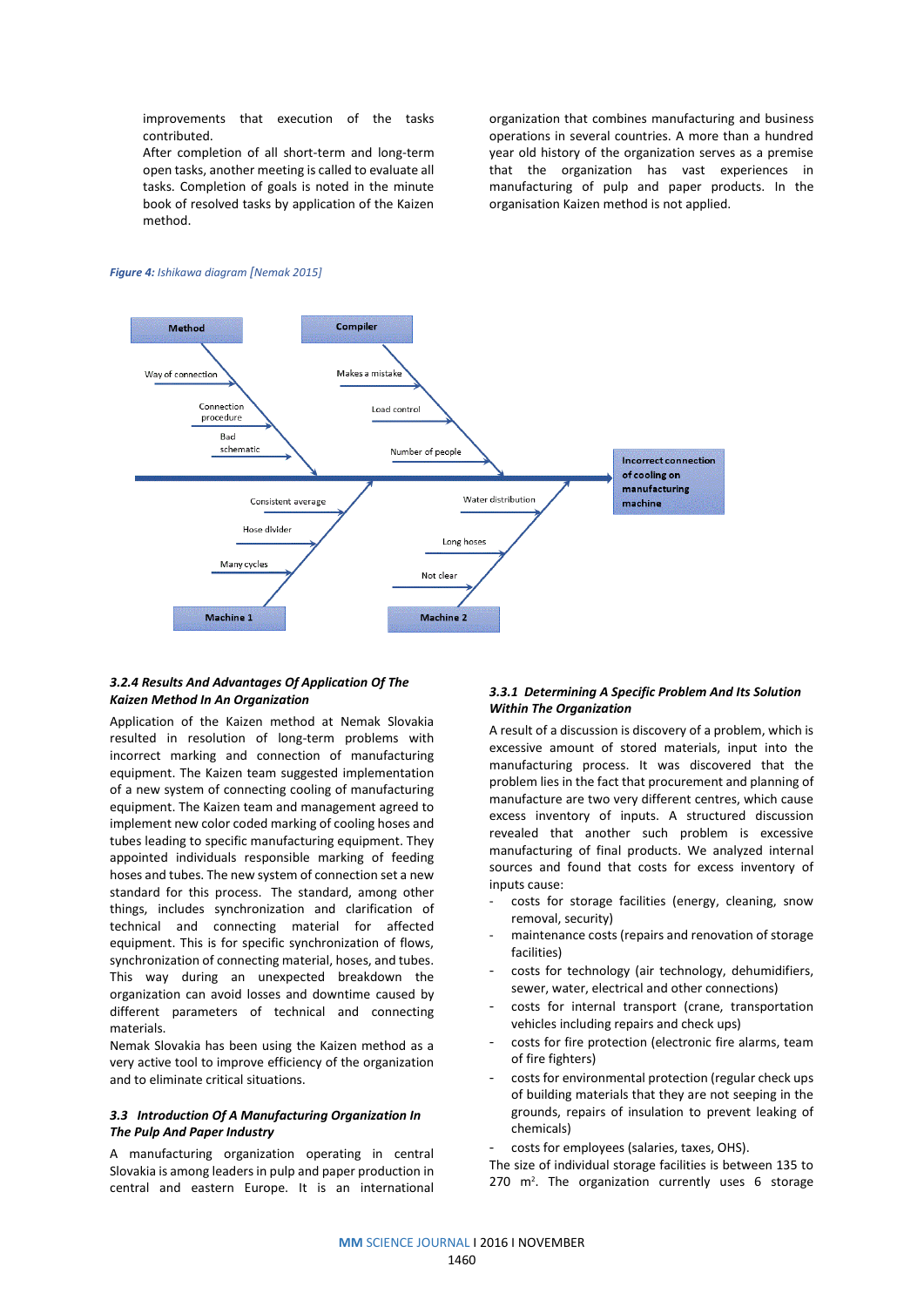improvements that execution of the tasks contributed.

After completion of all short-term and long-term open tasks, another meeting is called to evaluate all tasks. Completion of goals is noted in the minute book of resolved tasks by application of the Kaizen method.

organization that combines manufacturing and business operations in several countries. A more than a hundred year old history of the organization serves as a premise that the organization has vast experiences in manufacturing of pulp and paper products. In the organisation Kaizen method is not applied.

***Figure 4:*** *Ishikawa diagram [Nemak 2015]*

Method
- Way of connection
- Connection procedure
- Bad schematic

Compiler
- Makes a mistake
- Load control
- Number of people

Machine 1
- Consistent average
- Hose divider
- Many cycles

Machine 2
- Water distribution
- Long hoses
- Not clear

Incorrect connection of cooling on manufacturing machine

### *3.2.4 Results And Advantages Of Application Of The Kaizen Method In An Organization*

Application of the Kaizen method at Nemak Slovakia resulted in resolution of long-term problems with incorrect marking and connection of manufacturing equipment. The Kaizen team suggested implementation of a new system of connecting cooling of manufacturing equipment. The Kaizen team and management agreed to implement new color coded marking of cooling hoses and tubes leading to specific manufacturing equipment. They appointed individuals responsible marking of feeding hoses and tubes. The new system of connection set a new standard for this process. The standard, among other things, includes synchronization and clarification of technical and connecting material for affected equipment. This is for specific synchronization of flows, synchronization of connecting material, hoses, and tubes. This way during an unexpected breakdown the organization can avoid losses and downtime caused by different parameters of technical and connecting materials.

Nemak Slovakia has been using the Kaizen method as a very active tool to improve efficiency of the organization and to eliminate critical situations.

### *3.3 Introduction Of A Manufacturing Organization In The Pulp And Paper Industry*

A manufacturing organization operating in central Slovakia is among leaders in pulp and paper production in central and eastern Europe. It is an international

### *3.3.1 Determining A Specific Problem And Its Solution Within The Organization*

A result of a discussion is discovery of a problem, which is excessive amount of stored materials, input into the manufacturing process. It was discovered that the problem lies in the fact that procurement and planning of manufacture are two very different centres, which cause excess inventory of inputs. A structured discussion revealed that another such problem is excessive manufacturing of final products. We analyzed internal sources and found that costs for excess inventory of inputs cause:

- costs for storage facilities (energy, cleaning, snow removal, security)
- maintenance costs (repairs and renovation of storage facilities)
- costs for technology (air technology, dehumidifiers, sewer, water, electrical and other connections)
- costs for internal transport (crane, transportation vehicles including repairs and check ups)
- costs for fire protection (electronic fire alarms, team of fire fighters)
- costs for environmental protection (regular check ups of building materials that they are not seeping in the grounds, repairs of insulation to prevent leaking of chemicals)
- costs for employees (salaries, taxes, OHS).

The size of individual storage facilities is between 135 to 270 m$^2$. The organization currently uses 6 storage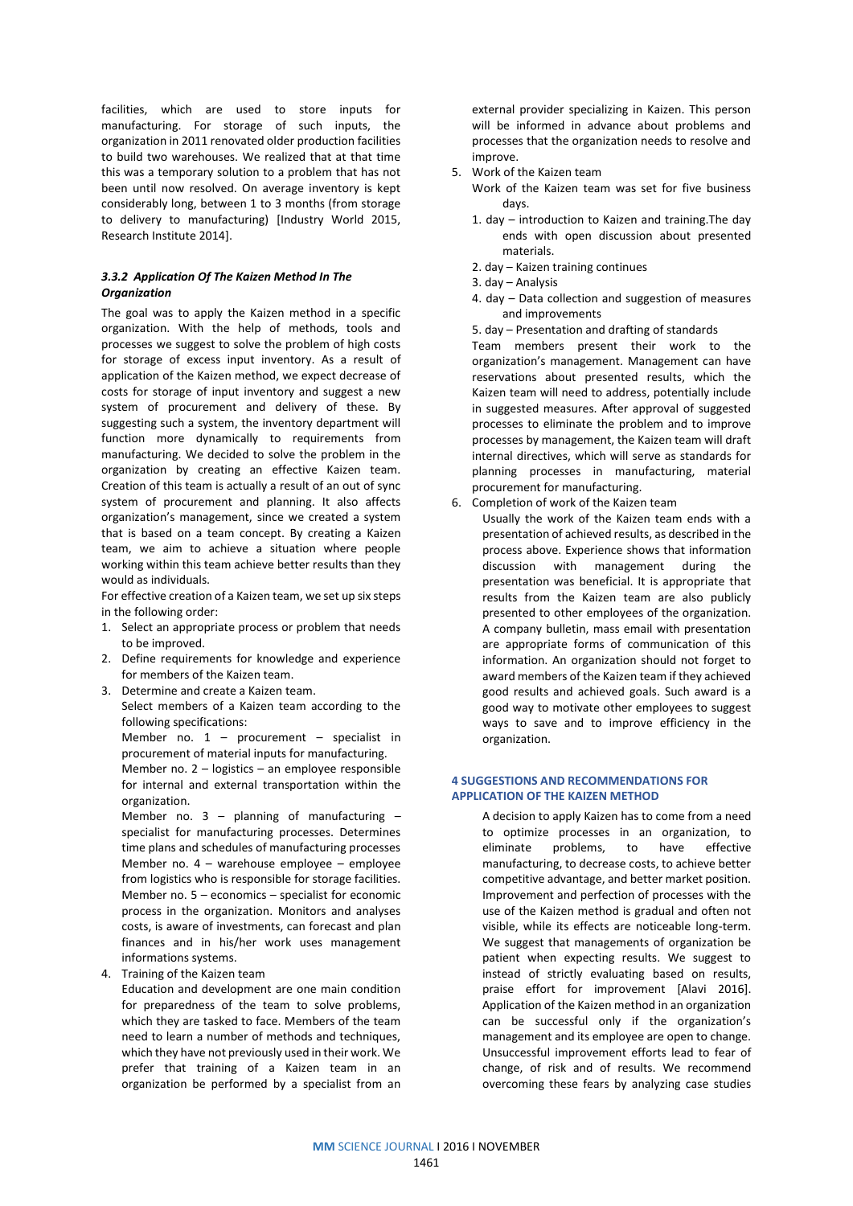facilities, which are used to store inputs for manufacturing. For storage of such inputs, the organization in 2011 renovated older production facilities to build two warehouses. We realized that at that time this was a temporary solution to a problem that has not been until now resolved. On average inventory is kept considerably long, between 1 to 3 months (from storage to delivery to manufacturing) [Industry World 2015, Research Institute 2014].

#### *3.3.2 Application Of The Kaizen Method In The Organization*

The goal was to apply the Kaizen method in a specific organization. With the help of methods, tools and processes we suggest to solve the problem of high costs for storage of excess input inventory. As a result of application of the Kaizen method, we expect decrease of costs for storage of input inventory and suggest a new system of procurement and delivery of these. By suggesting such a system, the inventory department will function more dynamically to requirements from manufacturing. We decided to solve the problem in the organization by creating an effective Kaizen team. Creation of this team is actually a result of an out of sync system of procurement and planning. It also affects organization's management, since we created a system that is based on a team concept. By creating a Kaizen team, we aim to achieve a situation where people working within this team achieve better results than they would as individuals.

For effective creation of a Kaizen team, we set up six steps in the following order:

1. Select an appropriate process or problem that needs to be improved.
2. Define requirements for knowledge and experience for members of the Kaizen team.
3. Determine and create a Kaizen team.
   Select members of a Kaizen team according to the following specifications:
   Member no. 1 – procurement – specialist in procurement of material inputs for manufacturing.
   Member no. 2 – logistics – an employee responsible for internal and external transportation within the organization.
   Member no. 3 – planning of manufacturing – specialist for manufacturing processes. Determines time plans and schedules of manufacturing processes
   Member no. 4 – warehouse employee – employee from logistics who is responsible for storage facilities.
   Member no. 5 – economics – specialist for economic process in the organization. Monitors and analyses costs, is aware of investments, can forecast and plan finances and in his/her work uses management informations systems.
4. Training of the Kaizen team
   Education and development are one main condition for preparedness of the team to solve problems, which they are tasked to face. Members of the team need to learn a number of methods and techniques, which they have not previously used in their work. We prefer that training of a Kaizen team in an organization be performed by a specialist from an external provider specializing in Kaizen. This person will be informed in advance about problems and processes that the organization needs to resolve and improve.
5. Work of the Kaizen team
   Work of the Kaizen team was set for five business days.
   1. day – introduction to Kaizen and training.The day ends with open discussion about presented materials.
   2. day – Kaizen training continues
   3. day – Analysis
   4. day – Data collection and suggestion of measures and improvements
   5. day – Presentation and drafting of standards

   Team members present their work to the organization's management. Management can have reservations about presented results, which the Kaizen team will need to address, potentially include in suggested measures. After approval of suggested processes to eliminate the problem and to improve processes by management, the Kaizen team will draft internal directives, which will serve as standards for planning processes in manufacturing, material procurement for manufacturing.
6. Completion of work of the Kaizen team
   Usually the work of the Kaizen team ends with a presentation of achieved results, as described in the process above. Experience shows that information discussion with management during the presentation was beneficial. It is appropriate that results from the Kaizen team are also publicly presented to other employees of the organization. A company bulletin, mass email with presentation are appropriate forms of communication of this information. An organization should not forget to award members of the Kaizen team if they achieved good results and achieved goals. Such award is a good way to motivate other employees to suggest ways to save and to improve efficiency in the organization.

## 4 SUGGESTIONS AND RECOMMENDATIONS FOR APPLICATION OF THE KAIZEN METHOD

A decision to apply Kaizen has to come from a need to optimize processes in an organization, to eliminate problems, to have effective manufacturing, to decrease costs, to achieve better competitive advantage, and better market position. Improvement and perfection of processes with the use of the Kaizen method is gradual and often not visible, while its effects are noticeable long-term. We suggest that managements of organization be patient when expecting results. We suggest to instead of strictly evaluating based on results, praise effort for improvement [Alavi 2016]. Application of the Kaizen method in an organization can be successful only if the organization's management and its employee are open to change. Unsuccessful improvement efforts lead to fear of change, of risk and of results. We recommend overcoming these fears by analyzing case studies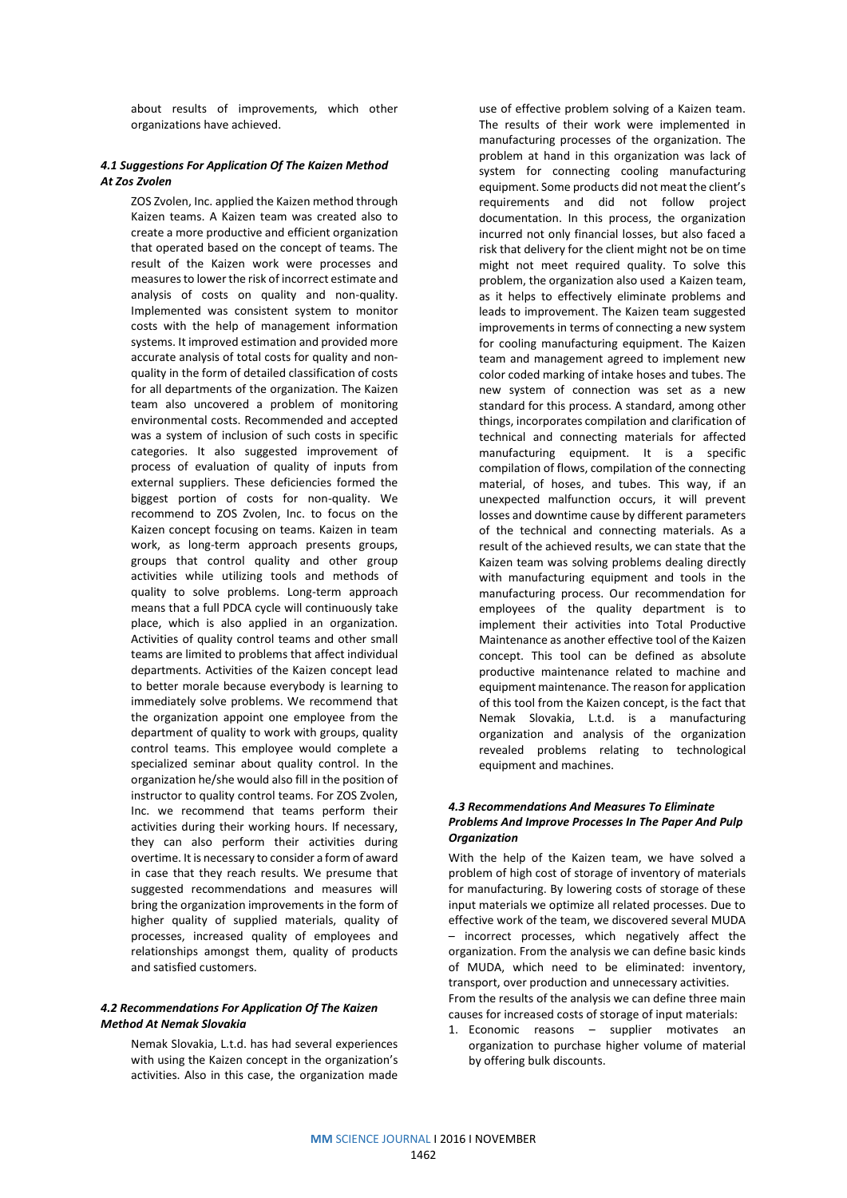about results of improvements, which other organizations have achieved.

### *4.1 Suggestions For Application Of The Kaizen Method At Zos Zvolen*

ZOS Zvolen, Inc. applied the Kaizen method through Kaizen teams. A Kaizen team was created also to create a more productive and efficient organization that operated based on the concept of teams. The result of the Kaizen work were processes and measures to lower the risk of incorrect estimate and analysis of costs on quality and non-quality. Implemented was consistent system to monitor costs with the help of management information systems. It improved estimation and provided more accurate analysis of total costs for quality and non-quality in the form of detailed classification of costs for all departments of the organization. The Kaizen team also uncovered a problem of monitoring environmental costs. Recommended and accepted was a system of inclusion of such costs in specific categories. It also suggested improvement of process of evaluation of quality of inputs from external suppliers. These deficiencies formed the biggest portion of costs for non-quality. We recommend to ZOS Zvolen, Inc. to focus on the Kaizen concept focusing on teams. Kaizen in team work, as long-term approach presents groups, groups that control quality and other group activities while utilizing tools and methods of quality to solve problems. Long-term approach means that a full PDCA cycle will continuously take place, which is also applied in an organization. Activities of quality control teams and other small teams are limited to problems that affect individual departments. Activities of the Kaizen concept lead to better morale because everybody is learning to immediately solve problems. We recommend that the organization appoint one employee from the department of quality to work with groups, quality control teams. This employee would complete a specialized seminar about quality control. In the organization he/she would also fill in the position of instructor to quality control teams. For ZOS Zvolen, Inc. we recommend that teams perform their activities during their working hours. If necessary, they can also perform their activities during overtime. It is necessary to consider a form of award in case that they reach results. We presume that suggested recommendations and measures will bring the organization improvements in the form of higher quality of supplied materials, quality of processes, increased quality of employees and relationships amongst them, quality of products and satisfied customers.

### *4.2 Recommendations For Application Of The Kaizen Method At Nemak Slovakia*

Nemak Slovakia, L.t.d. has had several experiences with using the Kaizen concept in the organization's activities. Also in this case, the organization made use of effective problem solving of a Kaizen team. The results of their work were implemented in manufacturing processes of the organization. The problem at hand in this organization was lack of system for connecting cooling manufacturing equipment. Some products did not meat the client's requirements and did not follow project documentation. In this process, the organization incurred not only financial losses, but also faced a risk that delivery for the client might not be on time might not meet required quality. To solve this problem, the organization also used a Kaizen team, as it helps to effectively eliminate problems and leads to improvement. The Kaizen team suggested improvements in terms of connecting a new system for cooling manufacturing equipment. The Kaizen team and management agreed to implement new color coded marking of intake hoses and tubes. The new system of connection was set as a new standard for this process. A standard, among other things, incorporates compilation and clarification of technical and connecting materials for affected manufacturing equipment. It is a specific compilation of flows, compilation of the connecting material, of hoses, and tubes. This way, if an unexpected malfunction occurs, it will prevent losses and downtime cause by different parameters of the technical and connecting materials. As a result of the achieved results, we can state that the Kaizen team was solving problems dealing directly with manufacturing equipment and tools in the manufacturing process. Our recommendation for employees of the quality department is to implement their activities into Total Productive Maintenance as another effective tool of the Kaizen concept. This tool can be defined as absolute productive maintenance related to machine and equipment maintenance. The reason for application of this tool from the Kaizen concept, is the fact that Nemak Slovakia, L.t.d. is a manufacturing organization and analysis of the organization revealed problems relating to technological equipment and machines.

### *4.3 Recommendations And Measures To Eliminate Problems And Improve Processes In The Paper And Pulp Organization*

With the help of the Kaizen team, we have solved a problem of high cost of storage of inventory of materials for manufacturing. By lowering costs of storage of these input materials we optimize all related processes. Due to effective work of the team, we discovered several MUDA – incorrect processes, which negatively affect the organization. From the analysis we can define basic kinds of MUDA, which need to be eliminated: inventory, transport, over production and unnecessary activities.

From the results of the analysis we can define three main causes for increased costs of storage of input materials:

1. Economic reasons – supplier motivates an organization to purchase higher volume of material by offering bulk discounts.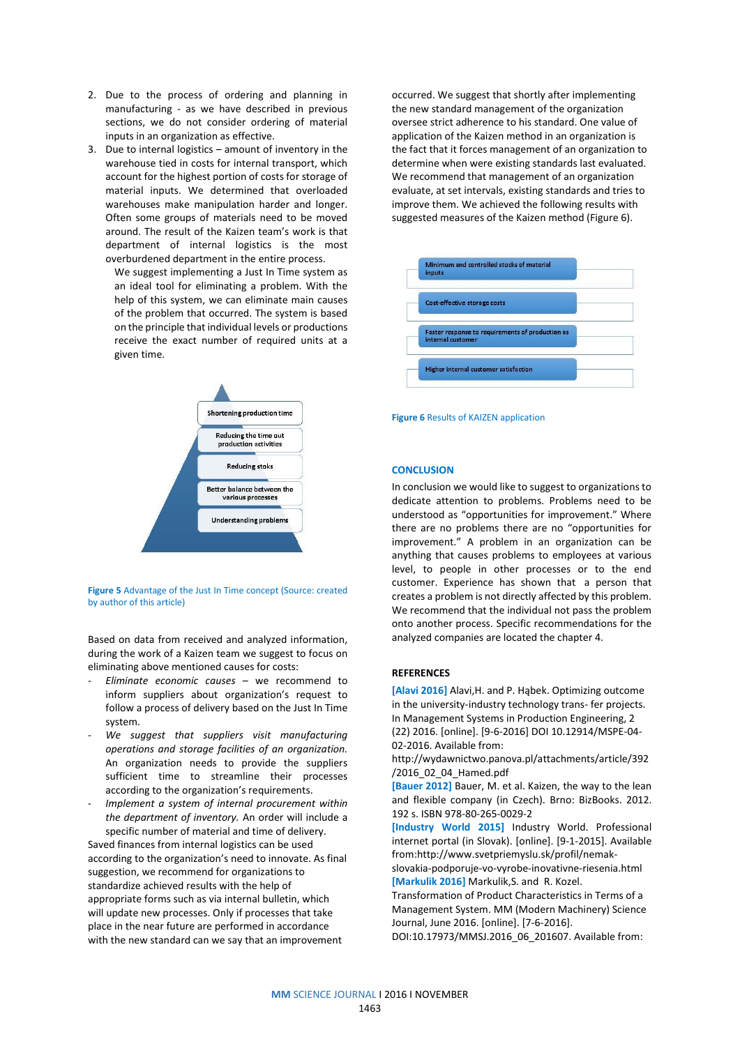2. Due to the process of ordering and planning in manufacturing - as we have described in previous sections, we do not consider ordering of material inputs in an organization as effective.
3. Due to internal logistics – amount of inventory in the warehouse tied in costs for internal transport, which account for the highest portion of costs for storage of material inputs. We determined that overloaded warehouses make manipulation harder and longer. Often some groups of materials need to be moved around. The result of the Kaizen team's work is that department of internal logistics is the most overburdened department in the entire process.

   We suggest implementing a Just In Time system as an ideal tool for eliminating a problem. With the help of this system, we can eliminate main causes of the problem that occurred. The system is based on the principle that individual levels or productions receive the exact number of required units at a given time.

Shortening production time

Reducing the time out production activities

Reducing stoks

Better balance between the various processes

Understanding problems

**Figure 5** Advantage of the Just In Time concept (Source: created by author of this article)

Based on data from received and analyzed information, during the work of a Kaizen team we suggest to focus on eliminating above mentioned causes for costs:

- *Eliminate economic causes* – we recommend to inform suppliers about organization's request to follow a process of delivery based on the Just In Time system.
- *We suggest that suppliers visit manufacturing operations and storage facilities of an organization.* An organization needs to provide the suppliers sufficient time to streamline their processes according to the organization's requirements.
- *Implement a system of internal procurement within the department of inventory.* An order will include a specific number of material and time of delivery.

Saved finances from internal logistics can be used according to the organization's need to innovate. As final suggestion, we recommend for organizations to standardize achieved results with the help of appropriate forms such as via internal bulletin, which will update new processes. Only if processes that take place in the near future are performed in accordance with the new standard can we say that an improvement occurred. We suggest that shortly after implementing the new standard management of the organization oversee strict adherence to his standard. One value of application of the Kaizen method in an organization is the fact that it forces management of an organization to determine when were existing standards last evaluated. We recommend that management of an organization evaluate, at set intervals, existing standards and tries to improve them. We achieved the following results with suggested measures of the Kaizen method (Figure 6).

Minimum and controlled stocks of material inputs

Cost-effective storage costs

Faster response to requirements of production as internal customer

Higher internal customer satisfaction

**Figure 6** Results of KAIZEN application

## CONCLUSION

In conclusion we would like to suggest to organizations to dedicate attention to problems. Problems need to be understood as "opportunities for improvement." Where there are no problems there are no "opportunities for improvement." A problem in an organization can be anything that causes problems to employees at various level, to people in other processes or to the end customer. Experience has shown that a person that creates a problem is not directly affected by this problem. We recommend that the individual not pass the problem onto another process. Specific recommendations for the analyzed companies are located the chapter 4.

## REFERENCES

[Alavi 2016] Alavi,H. and P. Hąbek. Optimizing outcome in the university-industry technology trans- fer projects. In Management Systems in Production Engineering, 2 (22) 2016. [online]. [9-6-2016] DOI 10.12914/MSPE-04-02-2016. Available from: http://wydawnictwo.panova.pl/attachments/article/392/2016_02_04_Hamed.pdf

[Bauer 2012] Bauer, M. et al. Kaizen, the way to the lean and flexible company (in Czech). Brno: BizBooks. 2012. 192 s. ISBN 978-80-265-0029-2

[Industry World 2015] Industry World. Professional internet portal (in Slovak). [online]. [9-1-2015]. Available from:http://www.svetpriemyslu.sk/profil/nemak-slovakia-podporuje-vo-vyrobe-inovativne-riesenia.html

[Markulik 2016] Markulik,S. and R. Kozel. Transformation of Product Characteristics in Terms of a Management System. MM (Modern Machinery) Science Journal, June 2016. [online]. [7-6-2016]. DOI:10.17973/MMSJ.2016_06_201607. Available from: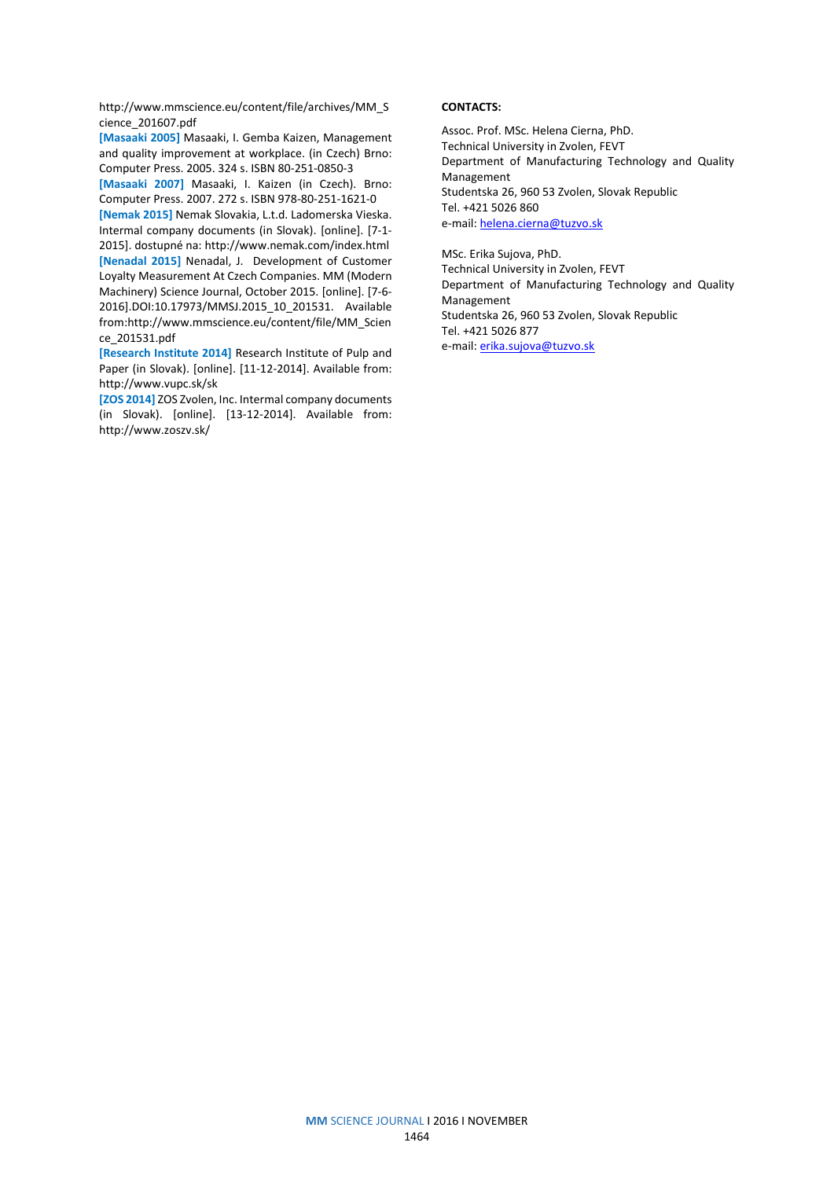http://www.mmscience.eu/content/file/archives/MM_Science_201607.pdf

**[Masaaki 2005]** Masaaki, I. Gemba Kaizen, Management and quality improvement at workplace. (in Czech) Brno: Computer Press. 2005. 324 s. ISBN 80-251-0850-3

**[Masaaki 2007]** Masaaki, I. Kaizen (in Czech). Brno: Computer Press. 2007. 272 s. ISBN 978-80-251-1621-0

**[Nemak 2015]** Nemak Slovakia, L.t.d. Ladomerska Vieska. Intermal company documents (in Slovak). [online]. [7-1-2015]. dostupné na: http://www.nemak.com/index.html

**[Nenadal 2015]** Nenadal, J. Development of Customer Loyalty Measurement At Czech Companies. MM (Modern Machinery) Science Journal, October 2015. [online]. [7-6-2016].DOI:10.17973/MMSJ.2015_10_201531. Available from:http://www.mmscience.eu/content/file/MM_Science_201531.pdf

**[Research Institute 2014]** Research Institute of Pulp and Paper (in Slovak). [online]. [11-12-2014]. Available from: http://www.vupc.sk/sk

**[ZOS 2014]** ZOS Zvolen, Inc. Intermal company documents (in Slovak). [online]. [13-12-2014]. Available from: http://www.zoszv.sk/

**CONTACTS:**

Assoc. Prof. MSc. Helena Cierna, PhD.
Technical University in Zvolen, FEVT
Department of Manufacturing Technology and Quality Management
Studentska 26, 960 53 Zvolen, Slovak Republic
Tel. +421 5026 860
e-mail: helena.cierna@tuzvo.sk

MSc. Erika Sujova, PhD.
Technical University in Zvolen, FEVT
Department of Manufacturing Technology and Quality Management
Studentska 26, 960 53 Zvolen, Slovak Republic
Tel. +421 5026 877
e-mail: erika.sujova@tuzvo.sk